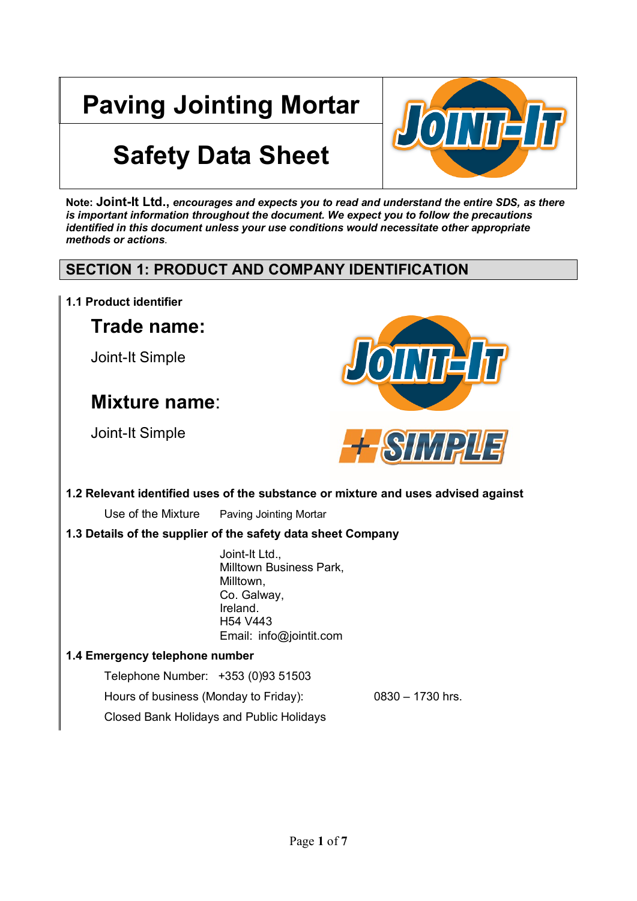# Paving Jointing Mortar

# Safety Data Sheet

**Note: Joint-It Ltd.,** ***encourages and expects you to read and understand the entire SDS, as there is important information throughout the document. We expect you to follow the precautions identified in this document unless your use conditions would necessitate other appropriate methods or actions***.

## SECTION 1: PRODUCT AND COMPANY IDENTIFICATION

### 1.1 Product identifier

**Trade name:**

Joint-It Simple

**Mixture name**:

Joint-It Simple

### 1.2 Relevant identified uses of the substance or mixture and uses advised against

Use of the Mixture Paving Jointing Mortar

### 1.3 Details of the supplier of the safety data sheet Company

Joint-It Ltd.,
Milltown Business Park,
Milltown,
Co. Galway,
Ireland.
H54 V443
Email: info@jointit.com

### 1.4 Emergency telephone number

Telephone Number: +353 (0)93 51503

Hours of business (Monday to Friday): 0830 – 1730 hrs.

Closed Bank Holidays and Public Holidays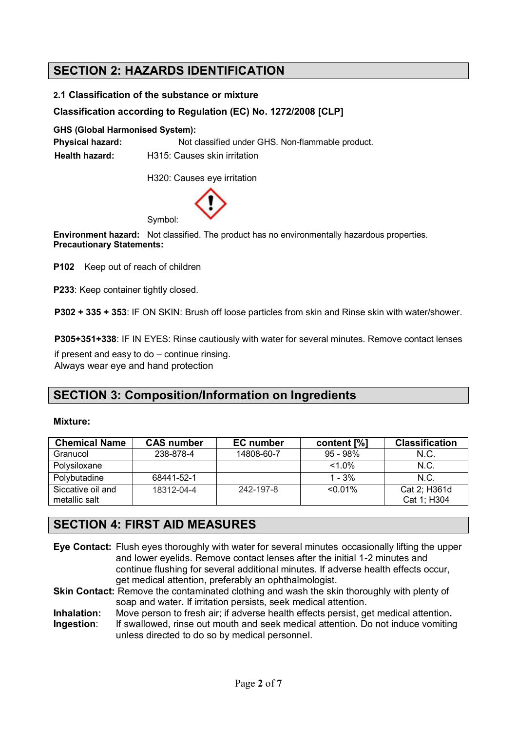## SECTION 2: HAZARDS IDENTIFICATION

### 2.1 Classification of the substance or mixture

**Classification according to Regulation (EC) No. 1272/2008 [CLP]**

**GHS (Global Harmonised System):**

**Physical hazard:** Not classified under GHS. Non-flammable product.

**Health hazard:** H315: Causes skin irritation

H320: Causes eye irritation

Symbol:

**Environment hazard:** Not classified. The product has no environmentally hazardous properties.

**Precautionary Statements:**

**P102** Keep out of reach of children

**P233**: Keep container tightly closed.

**P302 + 335 + 353**: IF ON SKIN: Brush off loose particles from skin and Rinse skin with water/shower.

**P305+351+338**: IF IN EYES: Rinse cautiously with water for several minutes. Remove contact lenses if present and easy to do – continue rinsing.

Always wear eye and hand protection

## SECTION 3: Composition/Information on Ingredients

**Mixture:**

| Chemical Name | CAS number | EC number | content [%] | Classification |
| --- | --- | --- | --- | --- |
| Granucol | 238-878-4 | 14808-60-7 | 95 - 98% | N.C. |
| Polysiloxane | | | <1.0% | N.C. |
| Polybutadine | 68441-52-1 | | 1 - 3% | N.C. |
| Siccative oil and metallic salt | 18312-04-4 | 242-197-8 | <0.01% | Cat 2; H361d Cat 1; H304 |

## SECTION 4: FIRST AID MEASURES

**Eye Contact:** Flush eyes thoroughly with water for several minutes occasionally lifting the upper and lower eyelids. Remove contact lenses after the initial 1-2 minutes and continue flushing for several additional minutes. If adverse health effects occur, get medical attention, preferably an ophthalmologist.

**Skin Contact:** Remove the contaminated clothing and wash the skin thoroughly with plenty of soap and water. If irritation persists, seek medical attention.

**Inhalation:** Move person to fresh air; if adverse health effects persist, get medical attention.

**Ingestion:** If swallowed, rinse out mouth and seek medical attention. Do not induce vomiting unless directed to do so by medical personnel.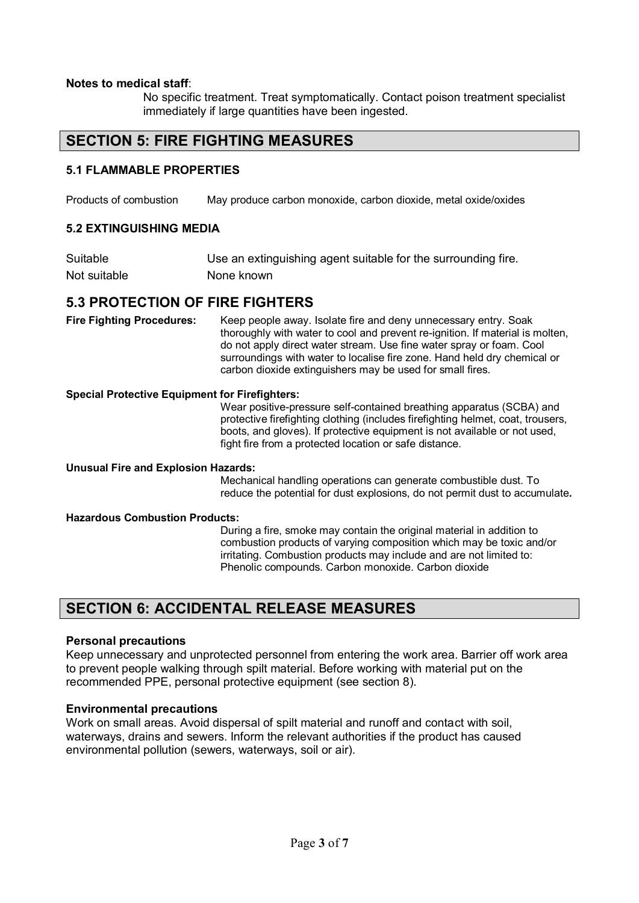**Notes to medical staff**:

No specific treatment. Treat symptomatically. Contact poison treatment specialist immediately if large quantities have been ingested.

## SECTION 5: FIRE FIGHTING MEASURES

### 5.1 FLAMMABLE PROPERTIES

| | |
|---|---|
| Products of combustion | May produce carbon monoxide, carbon dioxide, metal oxide/oxides |

### 5.2 EXTINGUISHING MEDIA

| | |
|---|---|
| Suitable | Use an extinguishing agent suitable for the surrounding fire. |
| Not suitable | None known |

## 5.3 PROTECTION OF FIRE FIGHTERS

**Fire Fighting Procedures:** Keep people away. Isolate fire and deny unnecessary entry. Soak thoroughly with water to cool and prevent re-ignition. If material is molten, do not apply direct water stream. Use fine water spray or foam. Cool surroundings with water to localise fire zone. Hand held dry chemical or carbon dioxide extinguishers may be used for small fires.

**Special Protective Equipment for Firefighters:**

Wear positive-pressure self-contained breathing apparatus (SCBA) and protective firefighting clothing (includes firefighting helmet, coat, trousers, boots, and gloves). If protective equipment is not available or not used, fight fire from a protected location or safe distance.

**Unusual Fire and Explosion Hazards:**

Mechanical handling operations can generate combustible dust. To reduce the potential for dust explosions, do not permit dust to accumulate**.**

**Hazardous Combustion Products:**

During a fire, smoke may contain the original material in addition to combustion products of varying composition which may be toxic and/or irritating. Combustion products may include and are not limited to: Phenolic compounds. Carbon monoxide. Carbon dioxide

## SECTION 6: ACCIDENTAL RELEASE MEASURES

**Personal precautions**

Keep unnecessary and unprotected personnel from entering the work area. Barrier off work area to prevent people walking through spilt material. Before working with material put on the recommended PPE, personal protective equipment (see section 8).

**Environmental precautions**

Work on small areas. Avoid dispersal of spilt material and runoff and contact with soil, waterways, drains and sewers. Inform the relevant authorities if the product has caused environmental pollution (sewers, waterways, soil or air).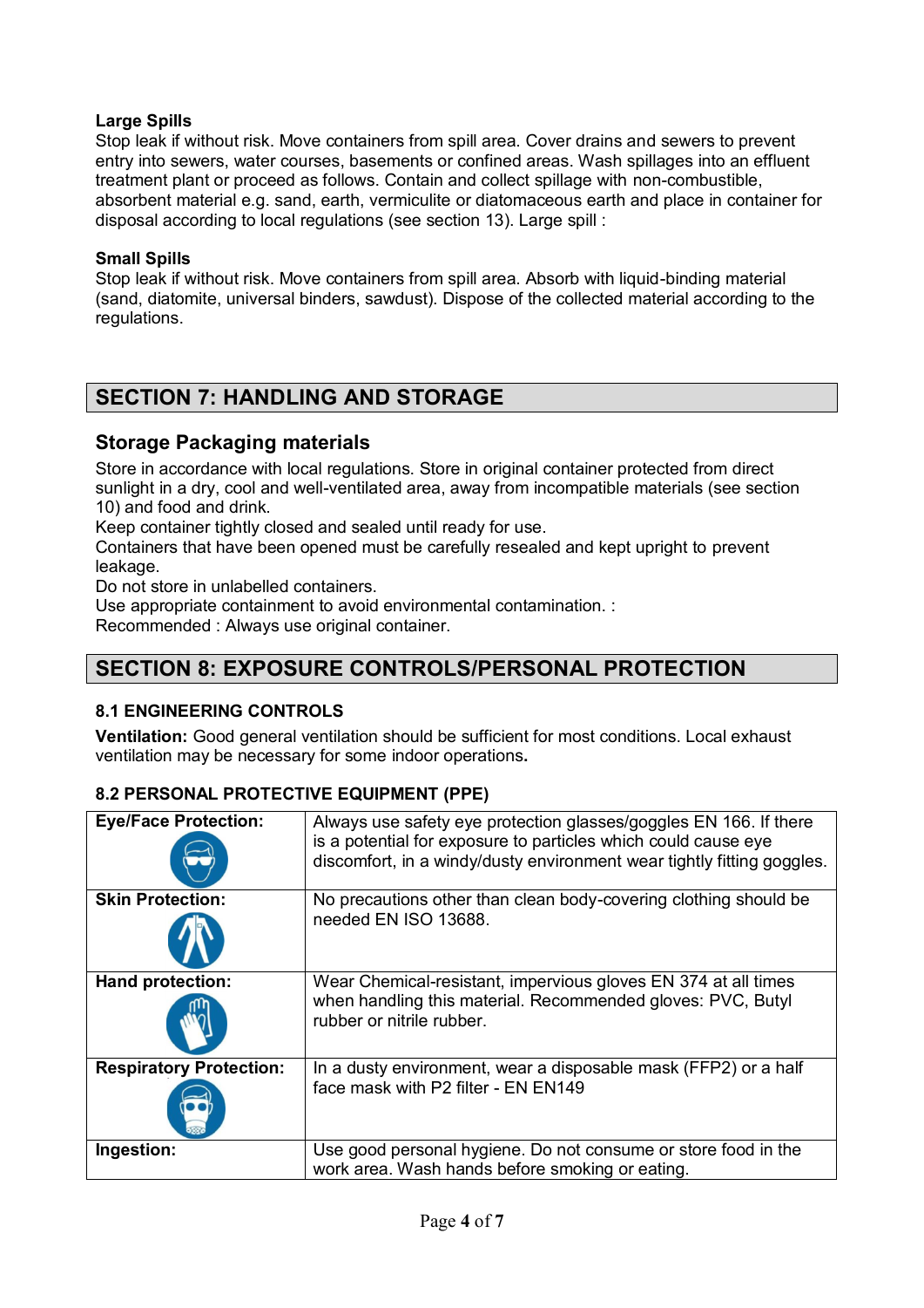**Large Spills**
Stop leak if without risk. Move containers from spill area. Cover drains and sewers to prevent entry into sewers, water courses, basements or confined areas. Wash spillages into an effluent treatment plant or proceed as follows. Contain and collect spillage with non-combustible, absorbent material e.g. sand, earth, vermiculite or diatomaceous earth and place in container for disposal according to local regulations (see section 13). Large spill :

**Small Spills**
Stop leak if without risk. Move containers from spill area. Absorb with liquid-binding material (sand, diatomite, universal binders, sawdust). Dispose of the collected material according to the regulations.

## SECTION 7: HANDLING AND STORAGE

### Storage Packaging materials

Store in accordance with local regulations. Store in original container protected from direct sunlight in a dry, cool and well-ventilated area, away from incompatible materials (see section 10) and food and drink.
Keep container tightly closed and sealed until ready for use.
Containers that have been opened must be carefully resealed and kept upright to prevent leakage.
Do not store in unlabelled containers.
Use appropriate containment to avoid environmental contamination. :
Recommended : Always use original container.

## SECTION 8: EXPOSURE CONTROLS/PERSONAL PROTECTION

### 8.1 ENGINEERING CONTROLS

**Ventilation:** Good general ventilation should be sufficient for most conditions. Local exhaust ventilation may be necessary for some indoor operations**.**

### 8.2 PERSONAL PROTECTIVE EQUIPMENT (PPE)

| | |
|---|---|
| **Eye/Face Protection:** | Always use safety eye protection glasses/goggles EN 166. If there is a potential for exposure to particles which could cause eye discomfort, in a windy/dusty environment wear tightly fitting goggles. |
| **Skin Protection:** | No precautions other than clean body-covering clothing should be needed EN ISO 13688. |
| **Hand protection:** | Wear Chemical-resistant, impervious gloves EN 374 at all times when handling this material. Recommended gloves: PVC, Butyl rubber or nitrile rubber. |
| **Respiratory Protection:** | In a dusty environment, wear a disposable mask (FFP2) or a half face mask with P2 filter - EN EN149 |
| **Ingestion:** | Use good personal hygiene. Do not consume or store food in the work area. Wash hands before smoking or eating. |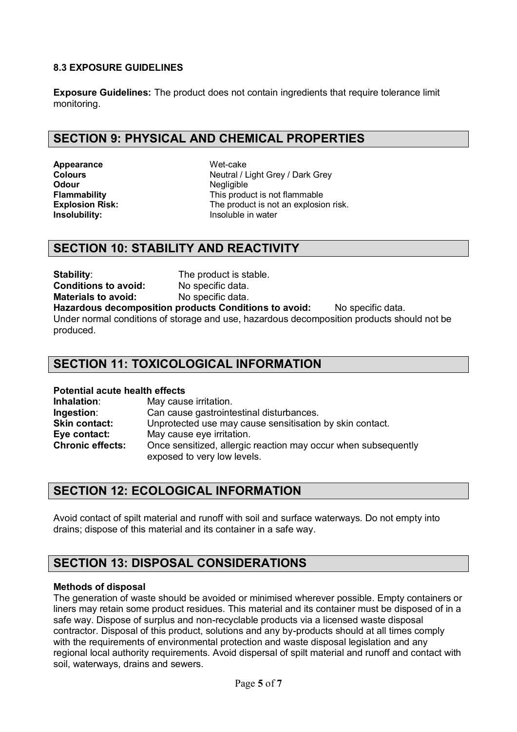### 8.3 EXPOSURE GUIDELINES

**Exposure Guidelines:** The product does not contain ingredients that require tolerance limit monitoring.

## SECTION 9: PHYSICAL AND CHEMICAL PROPERTIES

**Appearance** Wet-cake
**Colours** Neutral / Light Grey / Dark Grey
**Odour** Negligible
**Flammability** This product is not flammable
**Explosion Risk:** The product is not an explosion risk.
**Insolubility:** Insoluble in water

## SECTION 10: STABILITY AND REACTIVITY

**Stability**: The product is stable.
**Conditions to avoid:** No specific data.
**Materials to avoid:** No specific data.
**Hazardous decomposition products Conditions to avoid:** No specific data.
Under normal conditions of storage and use, hazardous decomposition products should not be produced.

## SECTION 11: TOXICOLOGICAL INFORMATION

**Potential acute health effects**
**Inhalation**: May cause irritation.
**Ingestion**: Can cause gastrointestinal disturbances.
**Skin contact:** Unprotected use may cause sensitisation by skin contact.
**Eye contact:** May cause eye irritation.
**Chronic effects:** Once sensitized, allergic reaction may occur when subsequently exposed to very low levels.

## SECTION 12: ECOLOGICAL INFORMATION

Avoid contact of spilt material and runoff with soil and surface waterways. Do not empty into drains; dispose of this material and its container in a safe way.

## SECTION 13: DISPOSAL CONSIDERATIONS

**Methods of disposal**
The generation of waste should be avoided or minimised wherever possible. Empty containers or liners may retain some product residues. This material and its container must be disposed of in a safe way. Dispose of surplus and non-recyclable products via a licensed waste disposal contractor. Disposal of this product, solutions and any by-products should at all times comply with the requirements of environmental protection and waste disposal legislation and any regional local authority requirements. Avoid dispersal of spilt material and runoff and contact with soil, waterways, drains and sewers.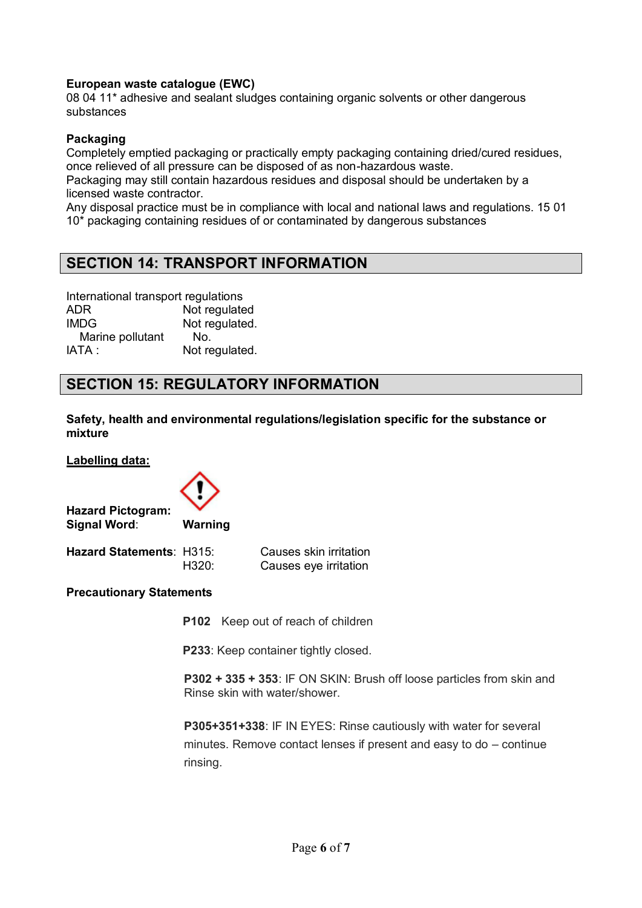**European waste catalogue (EWC)**
08 04 11* adhesive and sealant sludges containing organic solvents or other dangerous substances

**Packaging**
Completely emptied packaging or practically empty packaging containing dried/cured residues, once relieved of all pressure can be disposed of as non-hazardous waste.
Packaging may still contain hazardous residues and disposal should be undertaken by a licensed waste contractor.
Any disposal practice must be in compliance with local and national laws and regulations. 15 01 10* packaging containing residues of or contaminated by dangerous substances

## SECTION 14: TRANSPORT INFORMATION

International transport regulations

| | |
|---|---|
| ADR | Not regulated |
| IMDG | Not regulated. |
| Marine pollutant | No. |
| IATA : | Not regulated. |

## SECTION 15: REGULATORY INFORMATION

**Safety, health and environmental regulations/legislation specific for the substance or mixture**

**Labelling data:**

**Hazard Pictogram:**
**Signal Word**: **Warning**

**Hazard Statements**: H315: Causes skin irritation
H320: Causes eye irritation

**Precautionary Statements**

**P102** Keep out of reach of children

**P233**: Keep container tightly closed.

**P302 + 335 + 353**: IF ON SKIN: Brush off loose particles from skin and Rinse skin with water/shower.

**P305+351+338**: IF IN EYES: Rinse cautiously with water for several minutes. Remove contact lenses if present and easy to do – continue rinsing.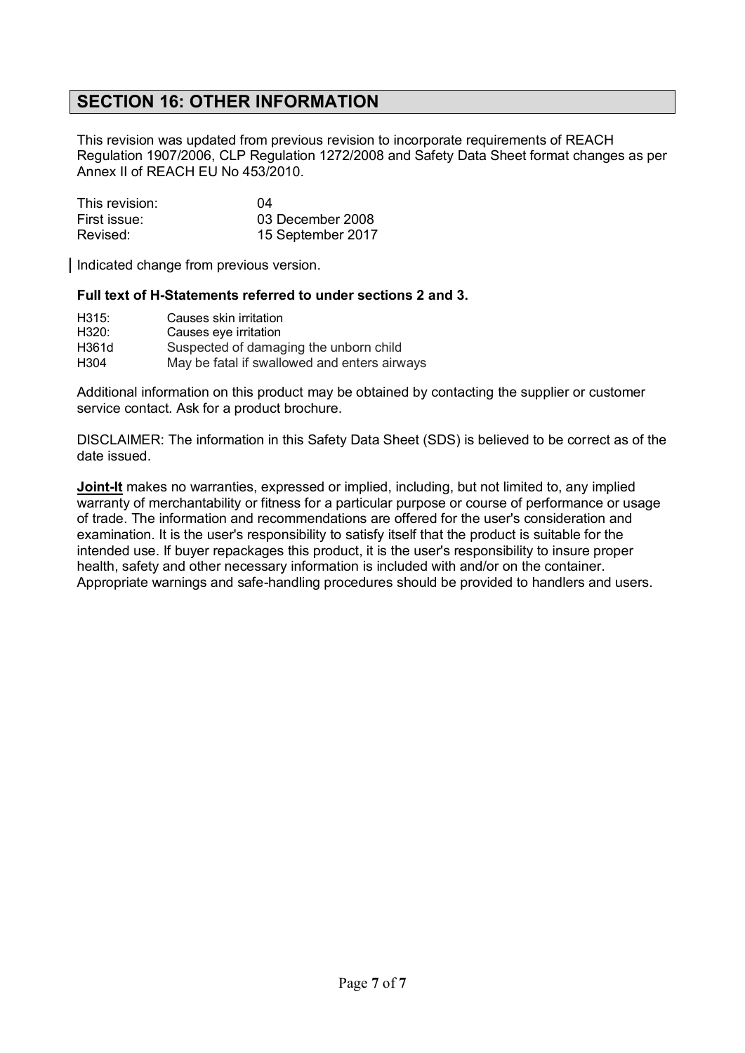## SECTION 16: OTHER INFORMATION

This revision was updated from previous revision to incorporate requirements of REACH Regulation 1907/2006, CLP Regulation 1272/2008 and Safety Data Sheet format changes as per Annex II of REACH EU No 453/2010.

| | |
|---|---|
| This revision: | 04 |
| First issue: | 03 December 2008 |
| Revised: | 15 September 2017 |

| Indicated change from previous version.

**Full text of H-Statements referred to under sections 2 and 3.**

| | |
|---|---|
| H315: | Causes skin irritation |
| H320: | Causes eye irritation |
| H361d | Suspected of damaging the unborn child |
| H304 | May be fatal if swallowed and enters airways |

Additional information on this product may be obtained by contacting the supplier or customer service contact. Ask for a product brochure.

DISCLAIMER: The information in this Safety Data Sheet (SDS) is believed to be correct as of the date issued.

**Joint-It** makes no warranties, expressed or implied, including, but not limited to, any implied warranty of merchantability or fitness for a particular purpose or course of performance or usage of trade. The information and recommendations are offered for the user's consideration and examination. It is the user's responsibility to satisfy itself that the product is suitable for the intended use. If buyer repackages this product, it is the user's responsibility to insure proper health, safety and other necessary information is included with and/or on the container. Appropriate warnings and safe-handling procedures should be provided to handlers and users.